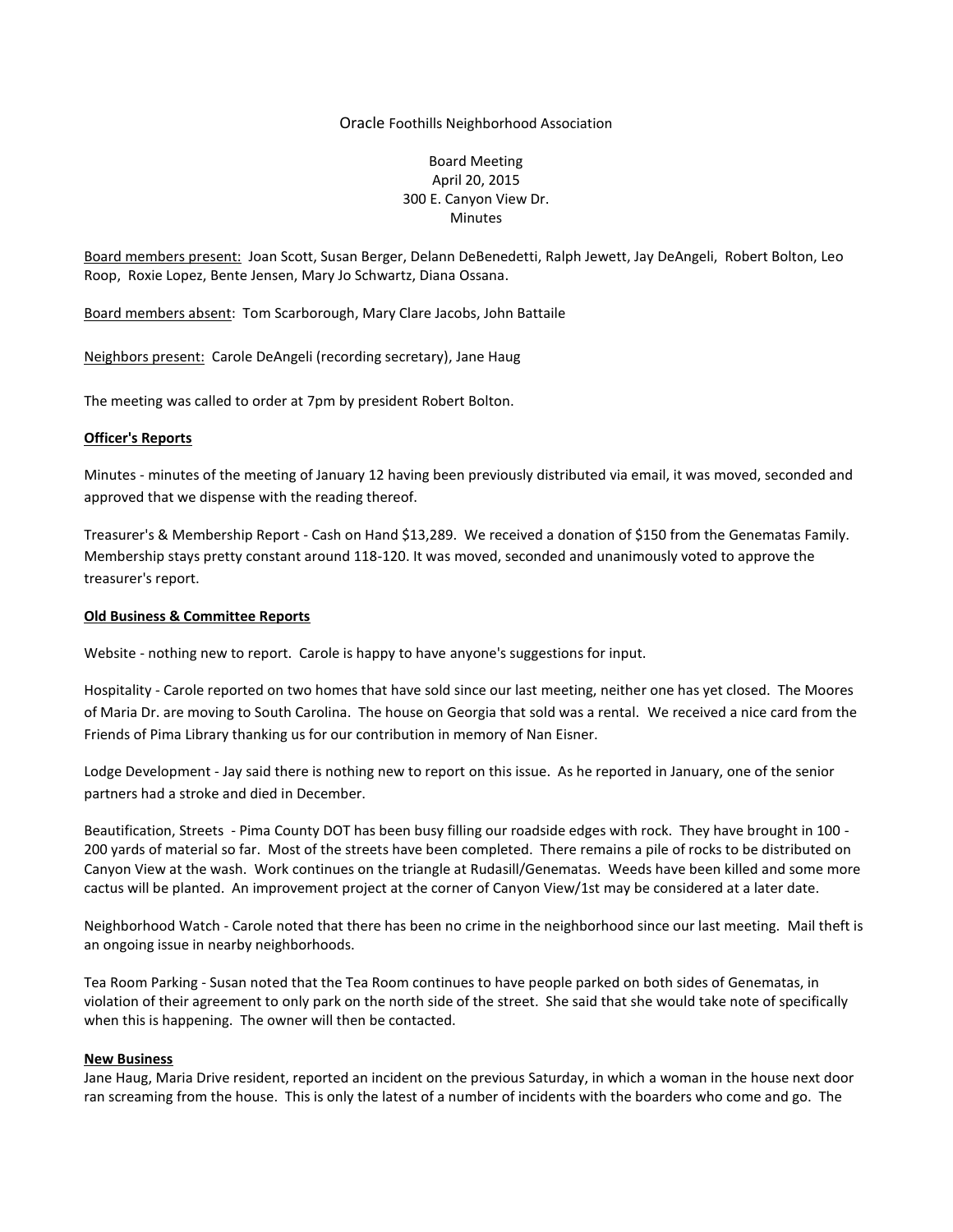Oracle Foothills Neighborhood Association

Board Meeting
April 20, 2015
300 E. Canyon View Dr.
Minutes

Board members present: Joan Scott, Susan Berger, Delann DeBenedetti, Ralph Jewett, Jay DeAngeli, Robert Bolton, Leo Roop, Roxie Lopez, Bente Jensen, Mary Jo Schwartz, Diana Ossana.

Board members absent: Tom Scarborough, Mary Clare Jacobs, John Battaile

Neighbors present: Carole DeAngeli (recording secretary), Jane Haug

The meeting was called to order at 7pm by president Robert Bolton.

**Officer's Reports**

Minutes - minutes of the meeting of January 12 having been previously distributed via email, it was moved, seconded and approved that we dispense with the reading thereof.

Treasurer's & Membership Report - Cash on Hand $13,289. We received a donation of $150 from the Genematas Family. Membership stays pretty constant around 118-120. It was moved, seconded and unanimously voted to approve the treasurer's report.

**Old Business & Committee Reports**

Website - nothing new to report. Carole is happy to have anyone's suggestions for input.

Hospitality - Carole reported on two homes that have sold since our last meeting, neither one has yet closed. The Moores of Maria Dr. are moving to South Carolina. The house on Georgia that sold was a rental. We received a nice card from the Friends of Pima Library thanking us for our contribution in memory of Nan Eisner.

Lodge Development - Jay said there is nothing new to report on this issue. As he reported in January, one of the senior partners had a stroke and died in December.

Beautification, Streets - Pima County DOT has been busy filling our roadside edges with rock. They have brought in 100 - 200 yards of material so far. Most of the streets have been completed. There remains a pile of rocks to be distributed on Canyon View at the wash. Work continues on the triangle at Rudasill/Genematas. Weeds have been killed and some more cactus will be planted. An improvement project at the corner of Canyon View/1st may be considered at a later date.

Neighborhood Watch - Carole noted that there has been no crime in the neighborhood since our last meeting. Mail theft is an ongoing issue in nearby neighborhoods.

Tea Room Parking - Susan noted that the Tea Room continues to have people parked on both sides of Genematas, in violation of their agreement to only park on the north side of the street. She said that she would take note of specifically when this is happening. The owner will then be contacted.

**New Business**

Jane Haug, Maria Drive resident, reported an incident on the previous Saturday, in which a woman in the house next door ran screaming from the house. This is only the latest of a number of incidents with the boarders who come and go. The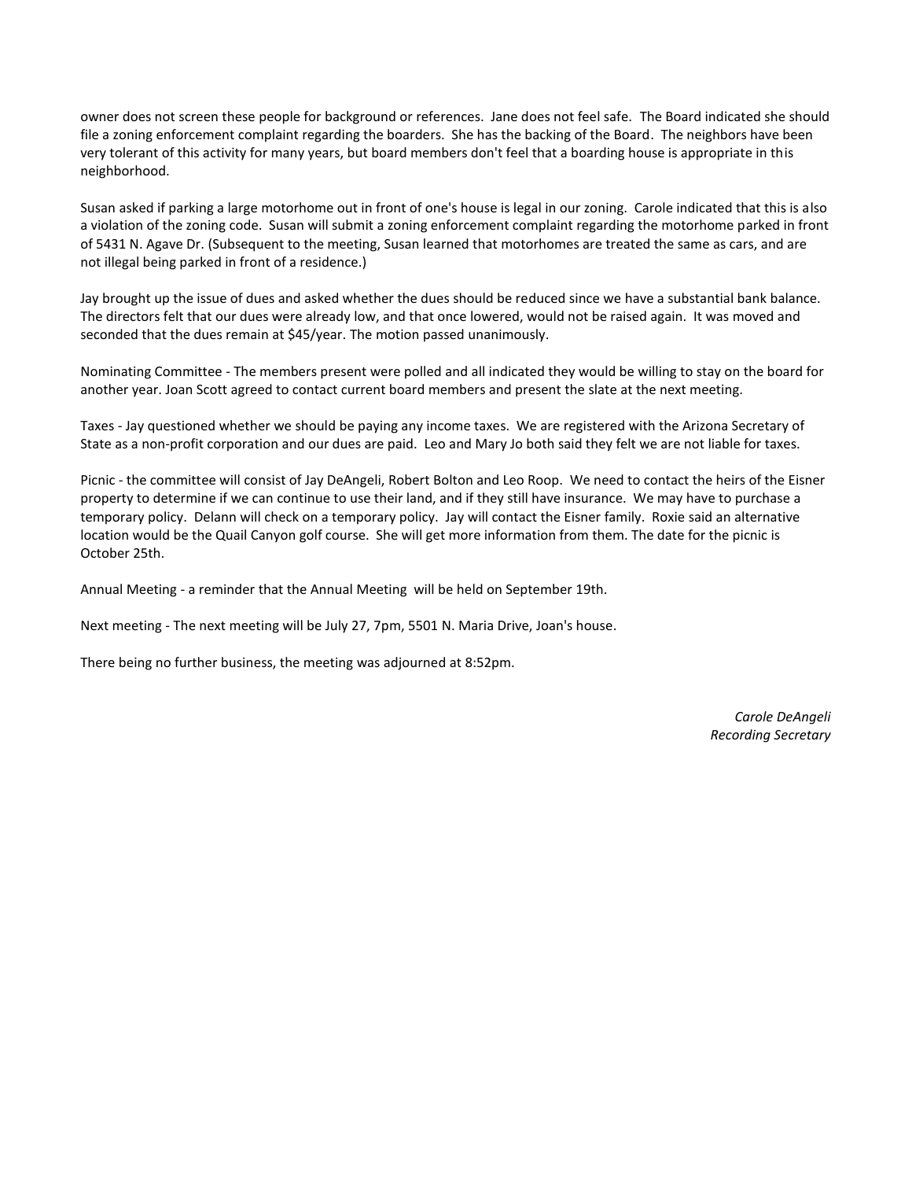owner does not screen these people for background or references. Jane does not feel safe. The Board indicated she should file a zoning enforcement complaint regarding the boarders. She has the backing of the Board. The neighbors have been very tolerant of this activity for many years, but board members don't feel that a boarding house is appropriate in this neighborhood.

Susan asked if parking a large motorhome out in front of one's house is legal in our zoning. Carole indicated that this is also a violation of the zoning code. Susan will submit a zoning enforcement complaint regarding the motorhome parked in front of 5431 N. Agave Dr. (Subsequent to the meeting, Susan learned that motorhomes are treated the same as cars, and are not illegal being parked in front of a residence.)

Jay brought up the issue of dues and asked whether the dues should be reduced since we have a substantial bank balance. The directors felt that our dues were already low, and that once lowered, would not be raised again. It was moved and seconded that the dues remain at $45/year. The motion passed unanimously.

Nominating Committee - The members present were polled and all indicated they would be willing to stay on the board for another year. Joan Scott agreed to contact current board members and present the slate at the next meeting.

Taxes - Jay questioned whether we should be paying any income taxes. We are registered with the Arizona Secretary of State as a non-profit corporation and our dues are paid. Leo and Mary Jo both said they felt we are not liable for taxes.

Picnic - the committee will consist of Jay DeAngeli, Robert Bolton and Leo Roop. We need to contact the heirs of the Eisner property to determine if we can continue to use their land, and if they still have insurance. We may have to purchase a temporary policy. Delann will check on a temporary policy. Jay will contact the Eisner family. Roxie said an alternative location would be the Quail Canyon golf course. She will get more information from them. The date for the picnic is October 25th.

Annual Meeting - a reminder that the Annual Meeting will be held on September 19th.

Next meeting - The next meeting will be July 27, 7pm, 5501 N. Maria Drive, Joan's house.

There being no further business, the meeting was adjourned at 8:52pm.

*Carole DeAngeli*
*Recording Secretary*